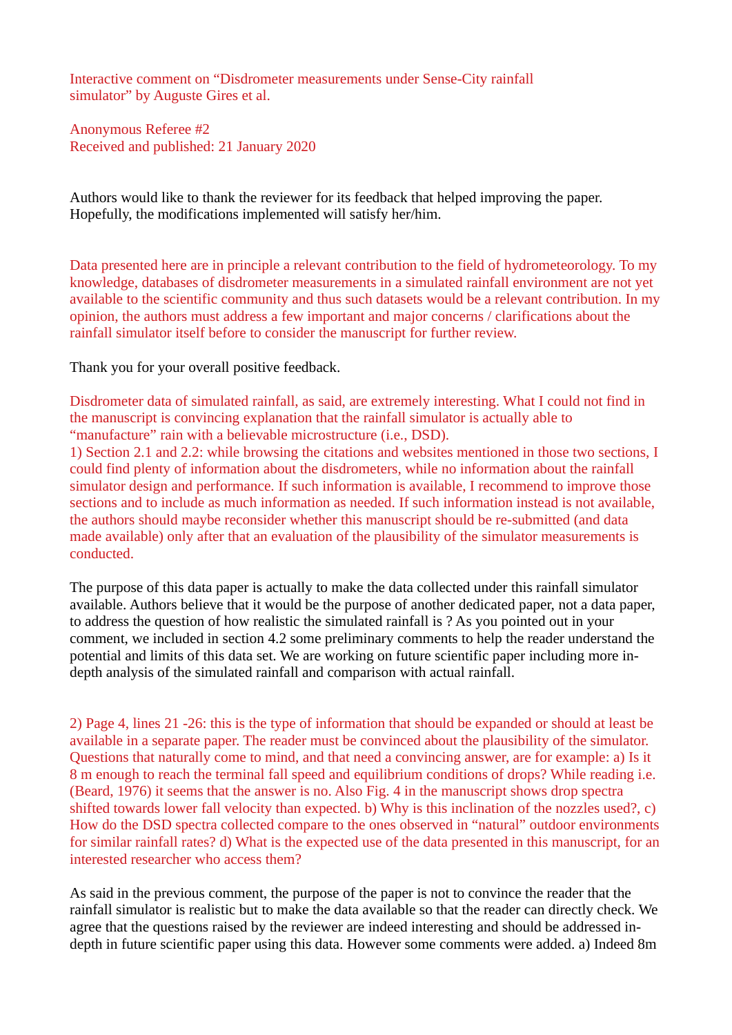Interactive comment on “Disdrometer measurements under Sense-City rainfall simulator” by Auguste Gires et al.

Anonymous Referee #2
Received and published: 21 January 2020

Authors would like to thank the reviewer for its feedback that helped improving the paper. Hopefully, the modifications implemented will satisfy her/him.

Data presented here are in principle a relevant contribution to the field of hydrometeorology. To my knowledge, databases of disdrometer measurements in a simulated rainfall environment are not yet available to the scientific community and thus such datasets would be a relevant contribution. In my opinion, the authors must address a few important and major concerns / clarifications about the rainfall simulator itself before to consider the manuscript for further review.

Thank you for your overall positive feedback.

Disdrometer data of simulated rainfall, as said, are extremely interesting. What I could not find in the manuscript is convincing explanation that the rainfall simulator is actually able to “manufacture” rain with a believable microstructure (i.e., DSD).
1) Section 2.1 and 2.2: while browsing the citations and websites mentioned in those two sections, I could find plenty of information about the disdrometers, while no information about the rainfall simulator design and performance. If such information is available, I recommend to improve those sections and to include as much information as needed. If such information instead is not available, the authors should maybe reconsider whether this manuscript should be re-submitted (and data made available) only after that an evaluation of the plausibility of the simulator measurements is conducted.

The purpose of this data paper is actually to make the data collected under this rainfall simulator available. Authors believe that it would be the purpose of another dedicated paper, not a data paper, to address the question of how realistic the simulated rainfall is ? As you pointed out in your comment, we included in section 4.2 some preliminary comments to help the reader understand the potential and limits of this data set. We are working on future scientific paper including more in-depth analysis of the simulated rainfall and comparison with actual rainfall.

2) Page 4, lines 21 -26: this is the type of information that should be expanded or should at least be available in a separate paper. The reader must be convinced about the plausibility of the simulator. Questions that naturally come to mind, and that need a convincing answer, are for example: a) Is it 8 m enough to reach the terminal fall speed and equilibrium conditions of drops? While reading i.e. (Beard, 1976) it seems that the answer is no. Also Fig. 4 in the manuscript shows drop spectra shifted towards lower fall velocity than expected. b) Why is this inclination of the nozzles used?, c) How do the DSD spectra collected compare to the ones observed in “natural” outdoor environments for similar rainfall rates? d) What is the expected use of the data presented in this manuscript, for an interested researcher who access them?

As said in the previous comment, the purpose of the paper is not to convince the reader that the rainfall simulator is realistic but to make the data available so that the reader can directly check. We agree that the questions raised by the reviewer are indeed interesting and should be addressed in-depth in future scientific paper using this data. However some comments were added. a) Indeed 8m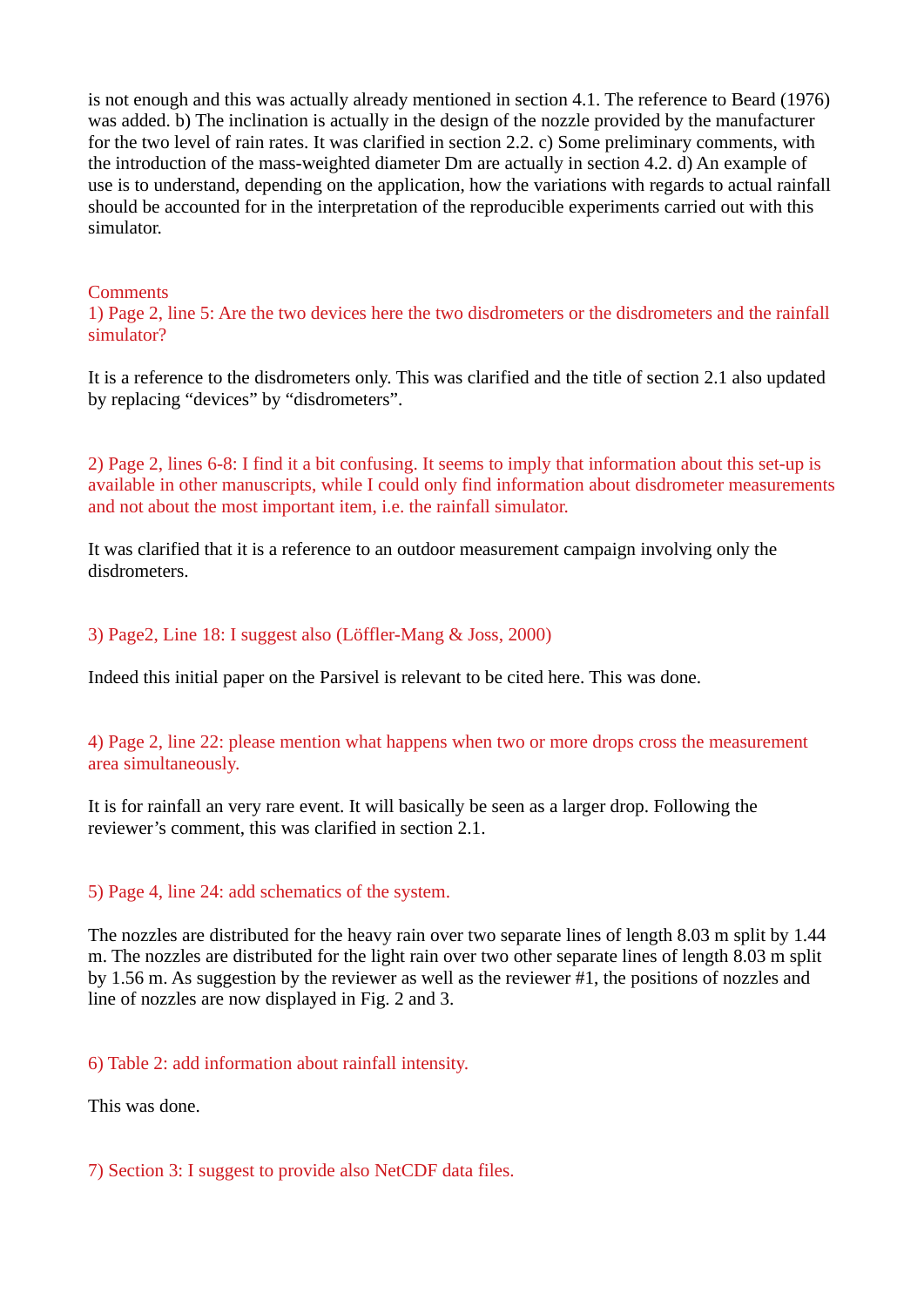is not enough and this was actually already mentioned in section 4.1. The reference to Beard (1976) was added. b) The inclination is actually in the design of the nozzle provided by the manufacturer for the two level of rain rates. It was clarified in section 2.2. c) Some preliminary comments, with the introduction of the mass-weighted diameter Dm are actually in section 4.2. d) An example of use is to understand, depending on the application, how the variations with regards to actual rainfall should be accounted for in the interpretation of the reproducible experiments carried out with this simulator.

Comments

1) Page 2, line 5: Are the two devices here the two disdrometers or the disdrometers and the rainfall simulator?

It is a reference to the disdrometers only. This was clarified and the title of section 2.1 also updated by replacing “devices” by “disdrometers”.

2) Page 2, lines 6-8: I find it a bit confusing. It seems to imply that information about this set-up is available in other manuscripts, while I could only find information about disdrometer measurements and not about the most important item, i.e. the rainfall simulator.

It was clarified that it is a reference to an outdoor measurement campaign involving only the disdrometers.

3) Page2, Line 18: I suggest also (Löffler-Mang & Joss, 2000)

Indeed this initial paper on the Parsivel is relevant to be cited here. This was done.

4) Page 2, line 22: please mention what happens when two or more drops cross the measurement area simultaneously.

It is for rainfall an very rare event. It will basically be seen as a larger drop. Following the reviewer’s comment, this was clarified in section 2.1.

5) Page 4, line 24: add schematics of the system.

The nozzles are distributed for the heavy rain over two separate lines of length 8.03 m split by 1.44 m. The nozzles are distributed for the light rain over two other separate lines of length 8.03 m split by 1.56 m. As suggestion by the reviewer as well as the reviewer #1, the positions of nozzles and line of nozzles are now displayed in Fig. 2 and 3.

6) Table 2: add information about rainfall intensity.

This was done.

7) Section 3: I suggest to provide also NetCDF data files.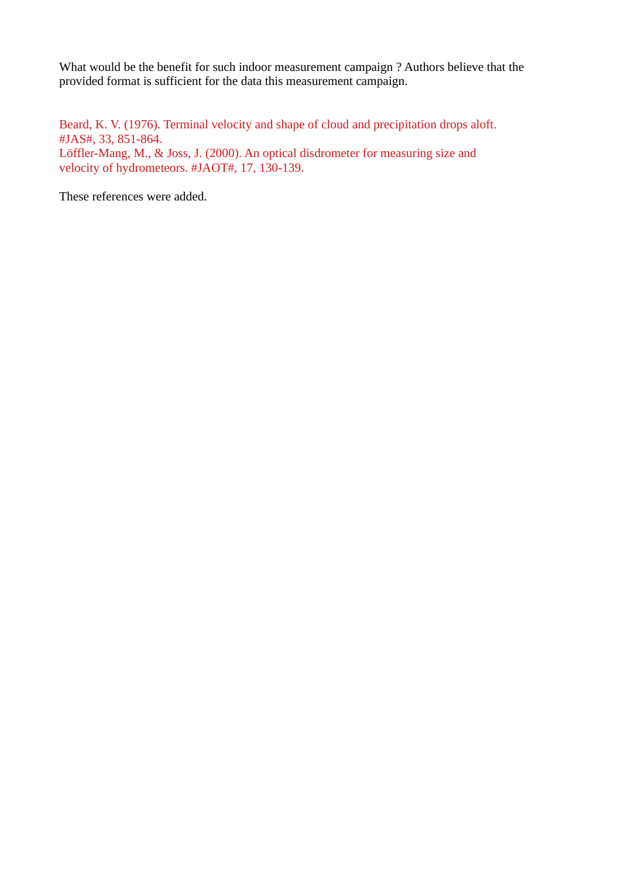What would be the benefit for such indoor measurement campaign ? Authors believe that the provided format is sufficient for the data this measurement campaign.

Beard, K. V. (1976). Terminal velocity and shape of cloud and precipitation drops aloft. #JAS#, 33, 851-864.
Löffler-Mang, M., & Joss, J. (2000). An optical disdrometer for measuring size and velocity of hydrometeors. #JAOT#, 17, 130-139.

These references were added.